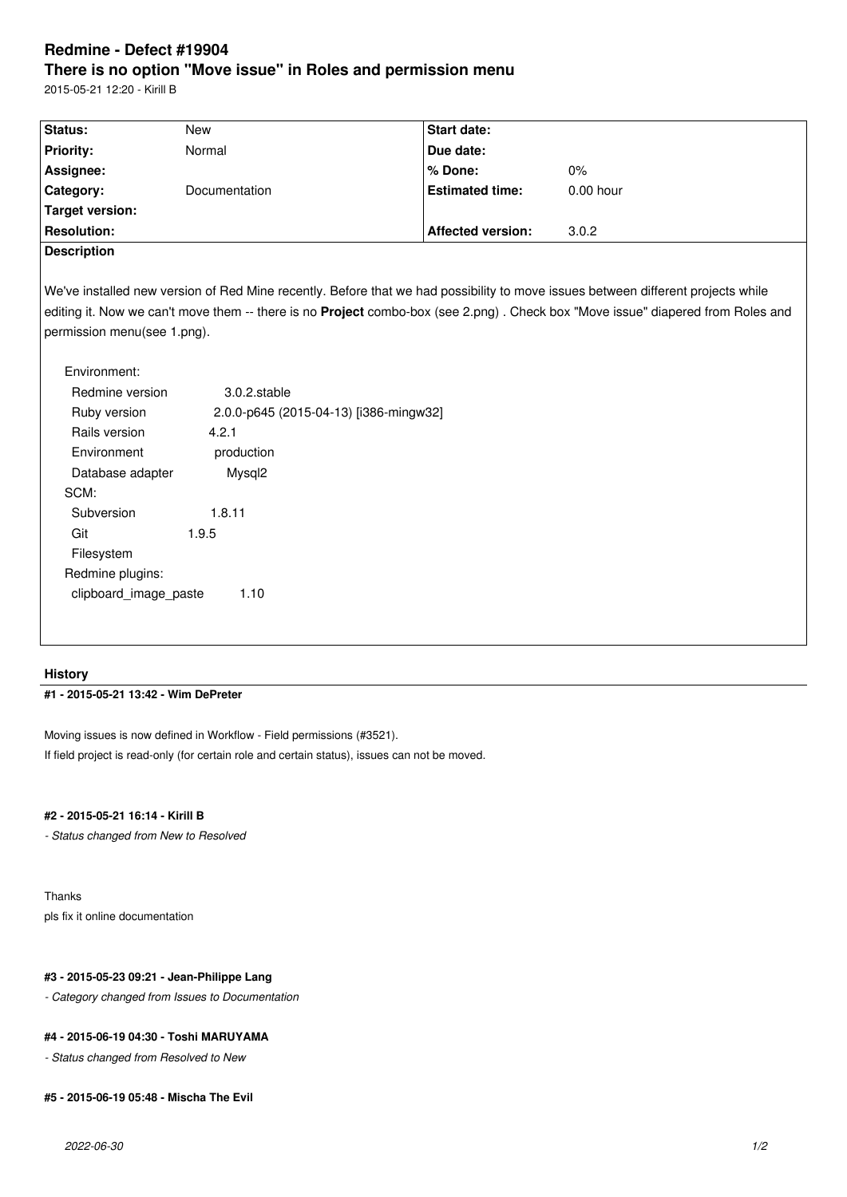# Redmine - Defect #19904

## There is no option "Move issue" in Roles and permission menu

2015-05-21 12:20 - Kirill B

| Status: | New | Start date: | |
|---|---|---|---|
| Priority: | Normal | Due date: | |
| Assignee: | | % Done: | 0% |
| Category: | Documentation | Estimated time: | 0.00 hour |
| Target version: | | | |
| Resolution: | | Affected version: | 3.0.2 |

**Description**

We've installed new version of Red Mine recently. Before that we had possibility to move issues between different projects while editing it. Now we can't move them -- there is no **Project** combo-box (see 2.png) . Check box "Move issue" diapered from Roles and permission menu(see 1.png).

```
Environment:
  Redmine version          3.0.2.stable
  Ruby version             2.0.0-p645 (2015-04-13) [i386-mingw32]
  Rails version            4.2.1
  Environment              production
  Database adapter         Mysql2
SCM:
  Subversion               1.8.11
  Git                      1.9.5
  Filesystem
Redmine plugins:
  clipboard_image_paste    1.10
```

### History

#### #1 - 2015-05-21 13:42 - Wim DePreter

Moving issues is now defined in Workflow - Field permissions (#3521).
If field project is read-only (for certain role and certain status), issues can not be moved.

#### #2 - 2015-05-21 16:14 - Kirill B

*- Status changed from New to Resolved*

Thanks
pls fix it online documentation

#### #3 - 2015-05-23 09:21 - Jean-Philippe Lang

*- Category changed from Issues to Documentation*

#### #4 - 2015-06-19 04:30 - Toshi MARUYAMA

*- Status changed from Resolved to New*

#### #5 - 2015-06-19 05:48 - Mischa The Evil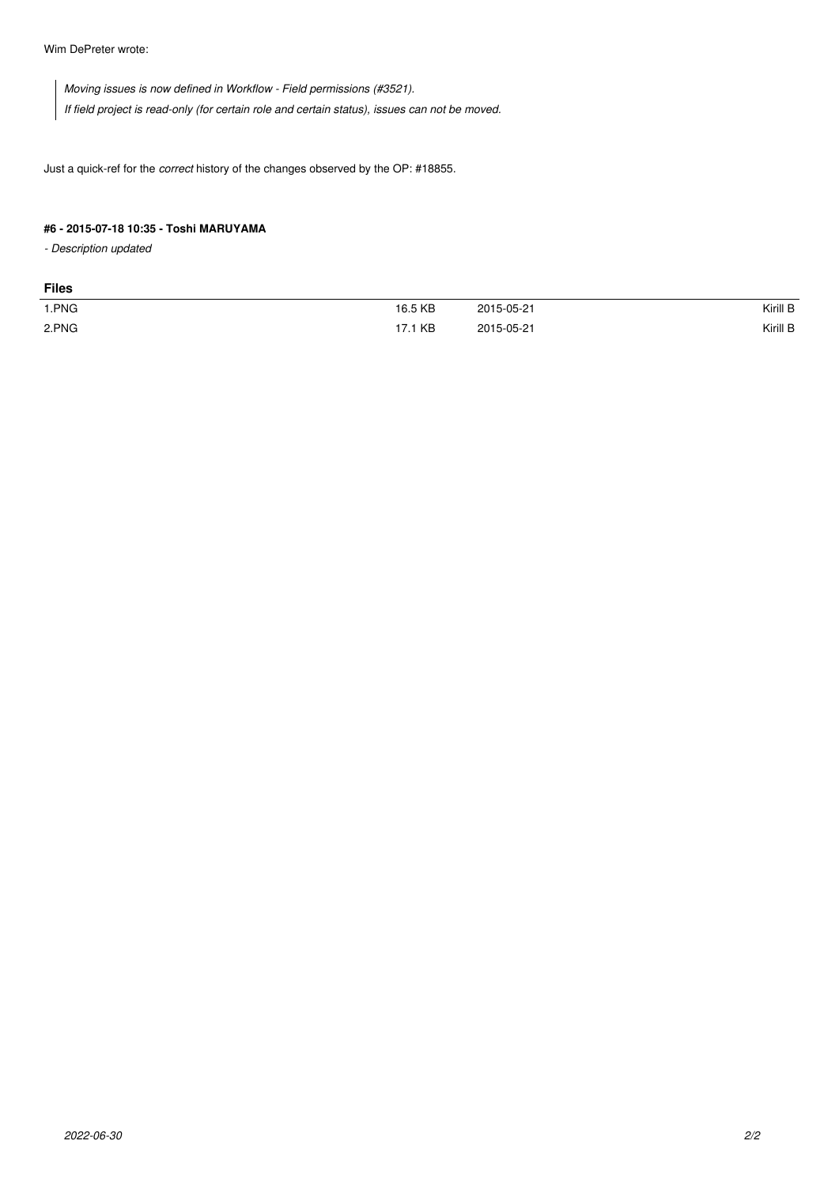Wim DePreter wrote:

> *Moving issues is now defined in Workflow - Field permissions (#3521).*
> *If field project is read-only (for certain role and certain status), issues can not be moved.*

Just a quick-ref for the *correct* history of the changes observed by the OP: #18855.

#### #6 - 2015-07-18 10:35 - Toshi MARUYAMA

*- Description updated*

### Files

| | | | |
|---|---|---|---|
| 1.PNG | 16.5 KB | 2015-05-21 | Kirill B |
| 2.PNG | 17.1 KB | 2015-05-21 | Kirill B |